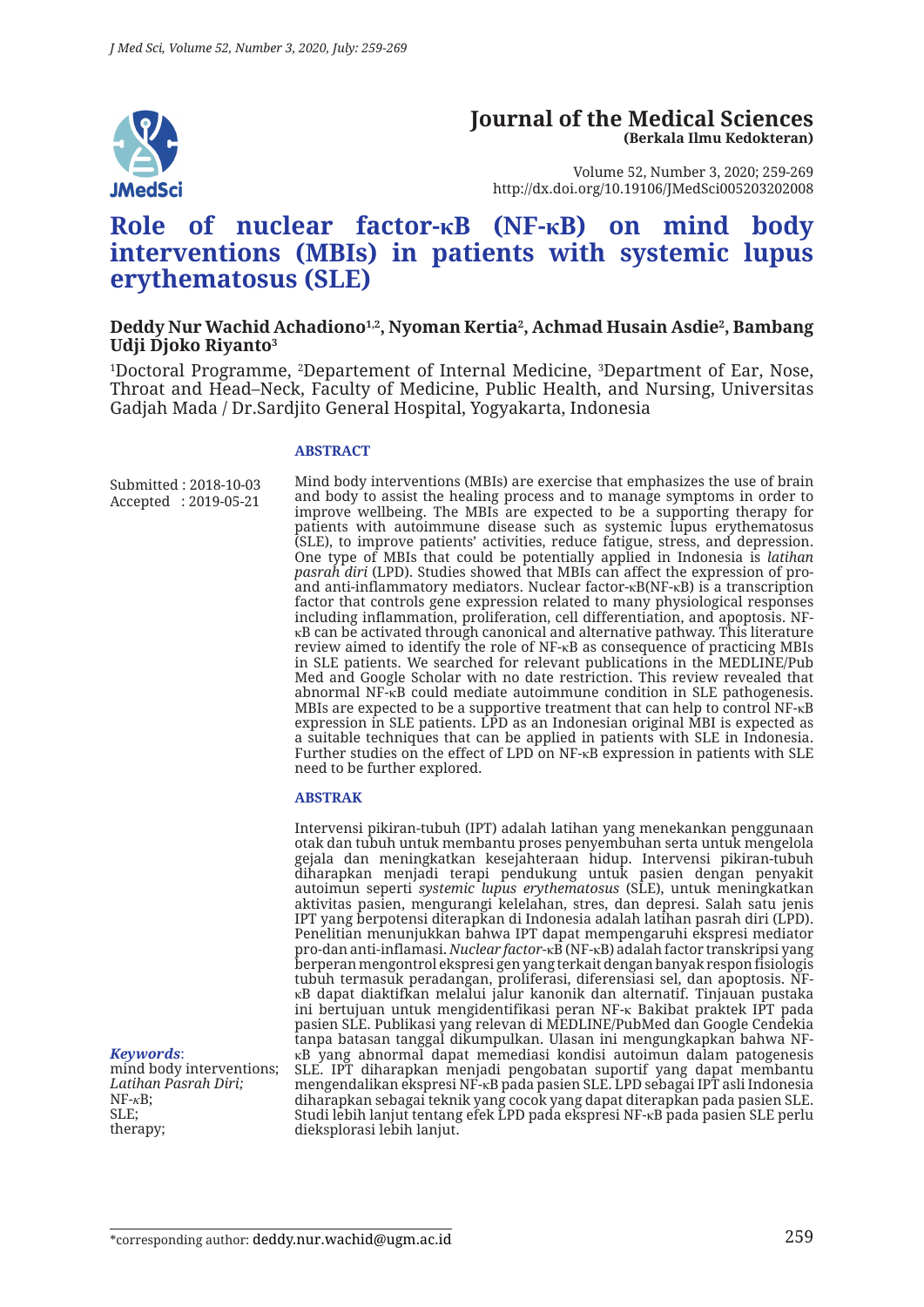# Journal of the Medical Sciences
**(Berkala Ilmu Kedokteran)**

Volume 52, Number 3, 2020; 259-269
http://dx.doi.org/10.19106/JMedSci005203202008

# Role of nuclear factor-κB (NF-κB) on mind body interventions (MBIs) in patients with systemic lupus erythematosus (SLE)

**Deddy Nur Wachid Achadiono[1,2], Nyoman Kertia[2], Achmad Husain Asdie[2], Bambang Udji Djoko Riyanto[3]**

[1]Doctoral Programme, [2]Depertement of Internal Medicine, [3]Department of Ear, Nose, Throat and Head–Neck, Faculty of Medicine, Public Health, and Nursing, Universitas Gadjah Mada / Dr.Sardjito General Hospital, Yogyakarta, Indonesia

Submitted : 2018-10-03
Accepted : 2019-05-21

## ABSTRACT

Mind body interventions (MBIs) are exercise that emphasizes the use of brain and body to assist the healing process and to manage symptoms in order to improve wellbeing. The MBIs are expected to be a supporting therapy for patients with autoimmune disease such as systemic lupus erythematosus (SLE), to improve patients' activities, reduce fatigue, stress, and depression. One type of MBIs that could be potentially applied in Indonesia is *latihan pasrah diri* (LPD). Studies showed that MBIs can affect the expression of pro- and anti-inflammatory mediators. Nuclear factor-κB(NF-κB) is a transcription factor that controls gene expression related to many physiological responses including inflammation, proliferation, cell differentiation, and apoptosis. NF-κB can be activated through canonical and alternative pathway. This literature review aimed to identify the role of NF-κB as consequence of practicing MBIs in SLE patients. We searched for relevant publications in the MEDLINE/Pub Med and Google Scholar with no date restriction. This review revealed that abnormal NF-κB could mediate autoimmune condition in SLE pathogenesis. MBIs are expected to be a supportive treatment that can help to control NF-κB expression in SLE patients. LPD as an Indonesian original MBI is expected as a suitable techniques that can be applied in patients with SLE in Indonesia. Further studies on the effect of LPD on NF-κB expression in patients with SLE need to be further explored.

## ABSTRAK

Intervensi pikiran-tubuh (IPT) adalah latihan yang menekankan penggunaan otak dan tubuh untuk membantu proses penyembuhan serta untuk mengelola gejala dan meningkatkan kesejahteraan hidup. Intervensi pikiran-tubuh diharapkan menjadi terapi pendukung untuk pasien dengan penyakit autoimun seperti *systemic lupus erythematosus* (SLE), untuk meningkatkan aktivitas pasien, mengurangi kelelahan, stres, dan depresi. Salah satu jenis IPT yang berpotensi diterapkan di Indonesia adalah latihan pasrah diri (LPD). Penelitian menunjukkan bahwa IPT dapat mempengaruhi ekspresi mediator pro-dan anti-inflamasi. *Nuclear factor*-κB (NF-κB) adalah factor transkripsi yang berperan mengontrol ekspresi gen yang terkait dengan banyak respon fisiologis tubuh termasuk peradangan, proliferasi, diferensiasi sel, dan apoptosis. NF-κB dapat diaktifkan melalui jalur kanonik dan alternatif. Tinjauan pustaka ini bertujuan untuk mengidentifikasi peran NF-κ Bakibat praktek IPT pada pasien SLE. Publikasi yang relevan di MEDLINE/PubMed dan Google Cendekia tanpa batasan tanggal dikumpulkan. Ulasan ini mengungkapkan bahwa NF-κB yang abnormal dapat memediasi kondisi autoimun dalam patogenesis SLE. IPT diharapkan menjadi pengobatan suportif yang dapat membantu mengendalikan ekspresi NF-κB pada pasien SLE. LPD sebagai IPT asli Indonesia diharapkan sebagai teknik yang cocok yang dapat diterapkan pada pasien SLE. Studi lebih lanjut tentang efek LPD pada ekspresi NF-κB pada pasien SLE perlu dieksplorasi lebih lanjut.

***Keywords***:
mind body interventions;
*Latihan Pasrah Diri;*
NF-κB;
SLE;
therapy;

*corresponding author: deddy.nur.wachid@ugm.ac.id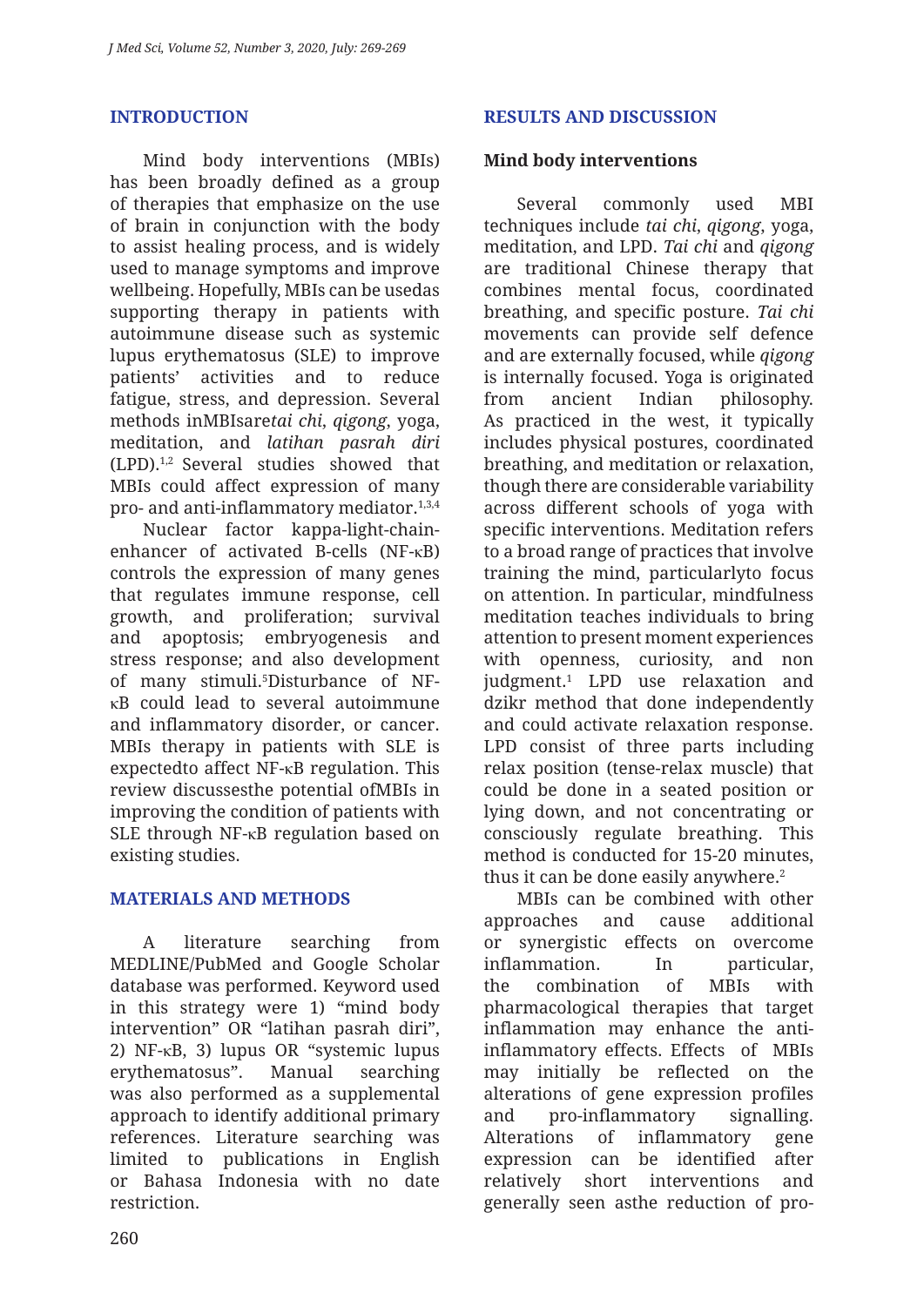## INTRODUCTION

Mind body interventions (MBIs) has been broadly defined as a group of therapies that emphasize on the use of brain in conjunction with the body to assist healing process, and is widely used to manage symptoms and improve wellbeing. Hopefully, MBIs can be usedas supporting therapy in patients with autoimmune disease such as systemic lupus erythematosus (SLE) to improve patients' activities and to reduce fatigue, stress, and depression. Several methods inMBIsare*tai chi, qigong*, yoga, meditation, and *latihan pasrah diri* (LPD).[1,2] Several studies showed that MBIs could affect expression of many pro- and anti-inflammatory mediator.[1,3,4]

Nuclear factor kappa-light-chain-enhancer of activated B-cells (NF-κB) controls the expression of many genes that regulates immune response, cell growth, and proliferation; survival and apoptosis; embryogenesis and stress response; and also development of many stimuli.[5]Disturbance of NF-κB could lead to several autoimmune and inflammatory disorder, or cancer. MBIs therapy in patients with SLE is expectedto affect NF-κB regulation. This review discussesthe potential ofMBIs in improving the condition of patients with SLE through NF-κB regulation based on existing studies.

## MATERIALS AND METHODS

A literature searching from MEDLINE/PubMed and Google Scholar database was performed. Keyword used in this strategy were 1) "mind body intervention" OR "latihan pasrah diri", 2) NF-κB, 3) lupus OR "systemic lupus erythematosus". Manual searching was also performed as a supplemental approach to identify additional primary references. Literature searching was limited to publications in English or Bahasa Indonesia with no date restriction.

## RESULTS AND DISCUSSION

### Mind body interventions

Several commonly used MBI techniques include *tai chi*, *qigong*, yoga, meditation, and LPD. *Tai chi* and *qigong* are traditional Chinese therapy that combines mental focus, coordinated breathing, and specific posture. *Tai chi* movements can provide self defence and are externally focused, while *qigong* is internally focused. Yoga is originated from ancient Indian philosophy. As practiced in the west, it typically includes physical postures, coordinated breathing, and meditation or relaxation, though there are considerable variability across different schools of yoga with specific interventions. Meditation refers to a broad range of practices that involve training the mind, particularlyto focus on attention. In particular, mindfulness meditation teaches individuals to bring attention to present moment experiences with openness, curiosity, and non judgment.[1] LPD use relaxation and dzikr method that done independently and could activate relaxation response. LPD consist of three parts including relax position (tense-relax muscle) that could be done in a seated position or lying down, and not concentrating or consciously regulate breathing. This method is conducted for 15-20 minutes, thus it can be done easily anywhere.[2]

MBIs can be combined with other approaches and cause additional or synergistic effects on overcome inflammation. In particular, the combination of MBIs with pharmacological therapies that target inflammation may enhance the anti-inflammatory effects. Effects of MBIs may initially be reflected on the alterations of gene expression profiles and pro-inflammatory signalling. Alterations of inflammatory gene expression can be identified after relatively short interventions and generally seen asthe reduction of pro-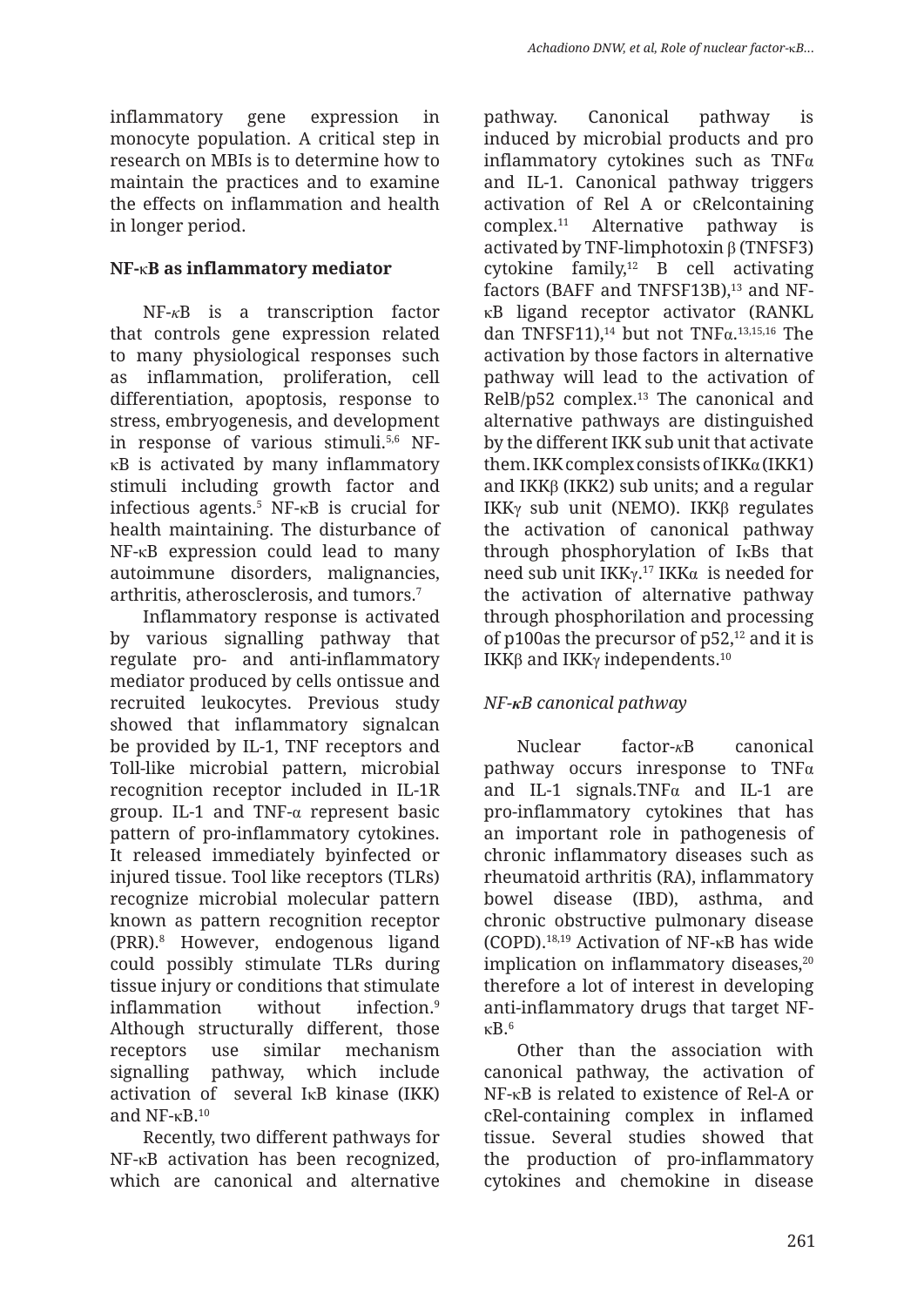inflammatory gene expression in monocyte population. A critical step in research on MBIs is to determine how to maintain the practices and to examine the effects on inflammation and health in longer period.

## NF-κB as inflammatory mediator

NF-κB is a transcription factor that controls gene expression related to many physiological responses such as inflammation, proliferation, cell differentiation, apoptosis, response to stress, embryogenesis, and development in response of various stimuli.[5,6] NF-κB is activated by many inflammatory stimuli including growth factor and infectious agents.[5] NF-κB is crucial for health maintaining. The disturbance of NF-κB expression could lead to many autoimmune disorders, malignancies, arthritis, atherosclerosis, and tumors.[7]

Inflammatory response is activated by various signalling pathway that regulate pro- and anti-inflammatory mediator produced by cells ontissue and recruited leukocytes. Previous study showed that inflammatory signalcan be provided by IL-1, TNF receptors and Toll-like microbial pattern, microbial recognition receptor included in IL-1R group. IL-1 and TNF-α represent basic pattern of pro-inflammatory cytokines. It released immediately byinfected or injured tissue. Tool like receptors (TLRs) recognize microbial molecular pattern known as pattern recognition receptor (PRR).[8] However, endogenous ligand could possibly stimulate TLRs during tissue injury or conditions that stimulate inflammation without infection.[9] Although structurally different, those receptors use similar mechanism signalling pathway, which include activation of several IκB kinase (IKK) and NF-κB.[10]

Recently, two different pathways for NF-κB activation has been recognized, which are canonical and alternative pathway. Canonical pathway is induced by microbial products and pro inflammatory cytokines such as TNFα and IL-1. Canonical pathway triggers activation of Rel A or cRelcontaining complex.[11] Alternative pathway is activated by TNF-limphotoxin β (TNFSF3) cytokine family,[12] B cell activating factors (BAFF and TNFSF13B),[13] and NF-κB ligand receptor activator (RANKL dan TNFSF11),[14] but not TNFα.[13,15,16] The activation by those factors in alternative pathway will lead to the activation of RelB/p52 complex.[13] The canonical and alternative pathways are distinguished by the different IKK sub unit that activate them. IKK complex consists of IKKα (IKK1) and IKKβ (IKK2) sub units; and a regular IKKγ sub unit (NEMO). IKKβ regulates the activation of canonical pathway through phosphorylation of IκBs that need sub unit IKKγ.[17] IKKα is needed for the activation of alternative pathway through phosphorilation and processing of p100as the precursor of p52,[12] and it is IKKβ and IKKγ independents.[10]

### *NF-κB canonical pathway*

Nuclear factor-κB canonical pathway occurs inresponse to TNFα and IL-1 signals.TNFα and IL-1 are pro-inflammatory cytokines that has an important role in pathogenesis of chronic inflammatory diseases such as rheumatoid arthritis (RA), inflammatory bowel disease (IBD), asthma, and chronic obstructive pulmonary disease (COPD).[18,19] Activation of NF-κB has wide implication on inflammatory diseases,[20] therefore a lot of interest in developing anti-inflammatory drugs that target NF-κB.[6]

Other than the association with canonical pathway, the activation of NF-κB is related to existence of Rel-A or cRel-containing complex in inflamed tissue. Several studies showed that the production of pro-inflammatory cytokines and chemokine in disease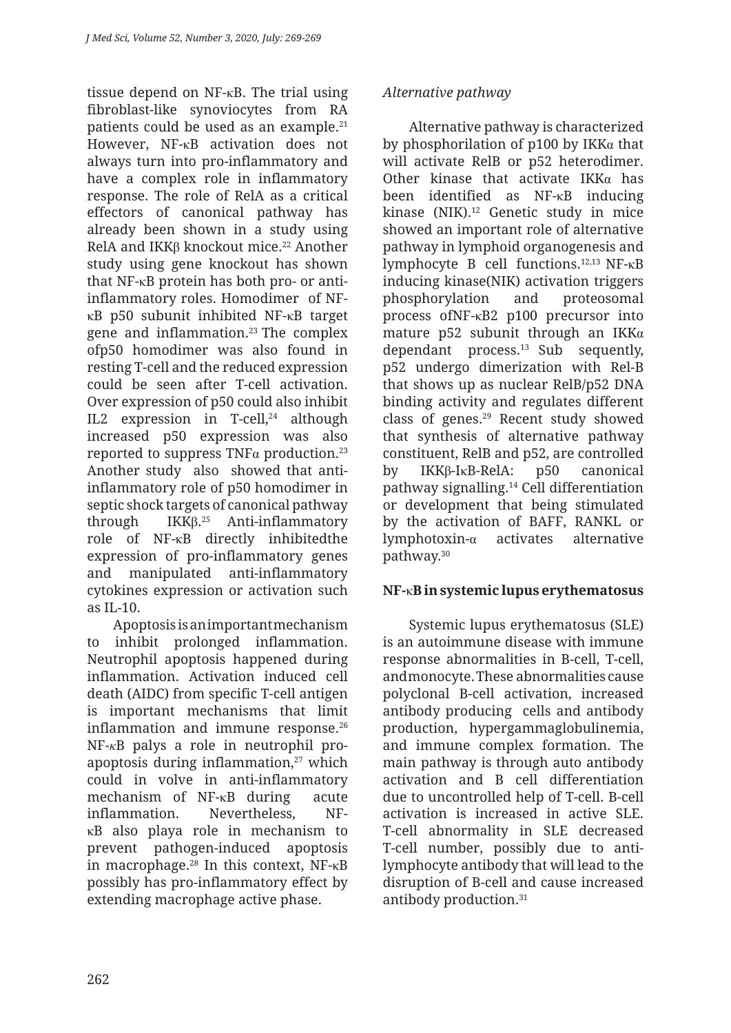tissue depend on NF-κB. The trial using fibroblast-like synoviocytes from RA patients could be used as an example.[21] However, NF-κB activation does not always turn into pro-inflammatory and have a complex role in inflammatory response. The role of RelA as a critical effectors of canonical pathway has already been shown in a study using RelA and IKKβ knockout mice.[22] Another study using gene knockout has shown that NF-κB protein has both pro- or anti-inflammatory roles. Homodimer of NF-κB p50 subunit inhibited NF-κB target gene and inflammation.[23] The complex ofp50 homodimer was also found in resting T-cell and the reduced expression could be seen after T-cell activation. Over expression of p50 could also inhibit IL2 expression in T-cell,[24] although increased p50 expression was also reported to suppress TNFα production.[23] Another study also showed that anti-inflammatory role of p50 homodimer in septic shock targets of canonical pathway through IKKβ.[25] Anti-inflammatory role of NF-κB directly inhibitedthe expression of pro-inflammatory genes and manipulated anti-inflammatory cytokines expression or activation such as IL-10.

Apoptosis is an important mechanism to inhibit prolonged inflammation. Neutrophil apoptosis happened during inflammation. Activation induced cell death (AIDC) from specific T-cell antigen is important mechanisms that limit inflammation and immune response.[26] NF-κB palys a role in neutrophil pro-apoptosis during inflammation,[27] which could in volve in anti-inflammatory mechanism of NF-κB during acute inflammation. Nevertheless, NF-κB also playa role in mechanism to prevent pathogen-induced apoptosis in macrophage.[28] In this context, NF-κB possibly has pro-inflammatory effect by extending macrophage active phase.

*Alternative pathway*

Alternative pathway is characterized by phosphorilation of p100 by IKKα that will activate RelB or p52 heterodimer. Other kinase that activate IKKα has been identified as NF-κB inducing kinase (NIK).[12] Genetic study in mice showed an important role of alternative pathway in lymphoid organogenesis and lymphocyte B cell functions.[12,13] NF-κB inducing kinase(NIK) activation triggers phosphorylation and proteosomal process ofNF-κB2 p100 precursor into mature p52 subunit through an IKKα dependant process.[13] Sub sequently, p52 undergo dimerization with Rel-B that shows up as nuclear RelB/p52 DNA binding activity and regulates different class of genes.[29] Recent study showed that synthesis of alternative pathway constituent, RelB and p52, are controlled by IKKβ-IκB-RelA: p50 canonical pathway signalling.[14] Cell differentiation or development that being stimulated by the activation of BAFF, RANKL or lymphotoxin-α activates alternative pathway.[30]

## NF-κB in systemic lupus erythematosus

Systemic lupus erythematosus (SLE) is an autoimmune disease with immune response abnormalities in B-cell, T-cell, and monocyte. These abnormalities cause polyclonal B-cell activation, increased antibody producing cells and antibody production, hypergammaglobulinemia, and immune complex formation. The main pathway is through auto antibody activation and B cell differentiation due to uncontrolled help of T-cell. B-cell activation is increased in active SLE. T-cell abnormality in SLE decreased T-cell number, possibly due to anti-lymphocyte antibody that will lead to the disruption of B-cell and cause increased antibody production.[31]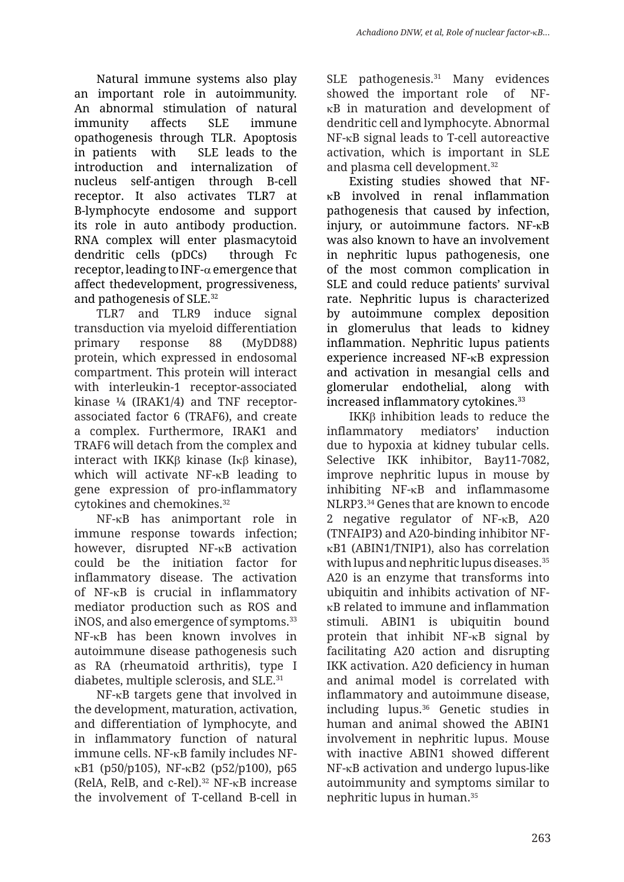Natural immune systems also play an important role in autoimmunity. An abnormal stimulation of natural immunity affects SLE immune opathogenesis through TLR. Apoptosis in patients with SLE leads to the introduction and internalization of nucleus self-antigen through B-cell receptor. It also activates TLR7 at B-lymphocyte endosome and support its role in auto antibody production. RNA complex will enter plasmacytoid dendritic cells (pDCs) through Fc receptor, leading to INF-α emergence that affect thedevelopment, progressiveness, and pathogenesis of SLE.[32]

TLR7 and TLR9 induce signal transduction via myeloid differentiation primary response 88 (MyDD88) protein, which expressed in endosomal compartment. This protein will interact with interleukin-1 receptor-associated kinase ¼ (IRAK1/4) and TNF receptor-associated factor 6 (TRAF6), and create a complex. Furthermore, IRAK1 and TRAF6 will detach from the complex and interact with IKKβ kinase (Iκβ kinase), which will activate NF-κB leading to gene expression of pro-inflammatory cytokines and chemokines.[32]

NF-κB has animportant role in immune response towards infection; however, disrupted NF-κB activation could be the initiation factor for inflammatory disease. The activation of NF-κB is crucial in inflammatory mediator production such as ROS and iNOS, and also emergence of symptoms.[33] NF-κB has been known involves in autoimmune disease pathogenesis such as RA (rheumatoid arthritis), type I diabetes, multiple sclerosis, and SLE.[31]

NF-κB targets gene that involved in the development, maturation, activation, and differentiation of lymphocyte, and in inflammatory function of natural immune cells. NF-κB family includes NF-κB1 (p50/p105), NF-κB2 (p52/p100), p65 (RelA, RelB, and c-Rel).[32] NF-κB increase the involvement of T-celland B-cell in SLE pathogenesis.[31] Many evidences showed the important role of NF-κB in maturation and development of dendritic cell and lymphocyte. Abnormal NF-κB signal leads to T-cell autoreactive activation, which is important in SLE and plasma cell development.[32]

Existing studies showed that NF-κB involved in renal inflammation pathogenesis that caused by infection, injury, or autoimmune factors. NF-κB was also known to have an involvement in nephritic lupus pathogenesis, one of the most common complication in SLE and could reduce patients' survival rate. Nephritic lupus is characterized by autoimmune complex deposition in glomerulus that leads to kidney inflammation. Nephritic lupus patients experience increased NF-κB expression and activation in mesangial cells and glomerular endothelial, along with increased inflammatory cytokines.[33]

IKKβ inhibition leads to reduce the inflammatory mediators' induction due to hypoxia at kidney tubular cells. Selective IKK inhibitor, Bay11-7082, improve nephritic lupus in mouse by inhibiting NF-κB and inflammasome NLRP3.[34] Genes that are known to encode 2 negative regulator of NF-κB, A20 (TNFAIP3) and A20-binding inhibitor NF-κB1 (ABIN1/TNIP1), also has correlation with lupus and nephritic lupus diseases.[35] A20 is an enzyme that transforms into ubiquitin and inhibits activation of NF-κB related to immune and inflammation stimuli. ABIN1 is ubiquitin bound protein that inhibit NF-κB signal by facilitating A20 action and disrupting IKK activation. A20 deficiency in human and animal model is correlated with inflammatory and autoimmune disease, including lupus.[36] Genetic studies in human and animal showed the ABIN1 involvement in nephritic lupus. Mouse with inactive ABIN1 showed different NF-κB activation and undergo lupus-like autoimmunity and symptoms similar to nephritic lupus in human.[35]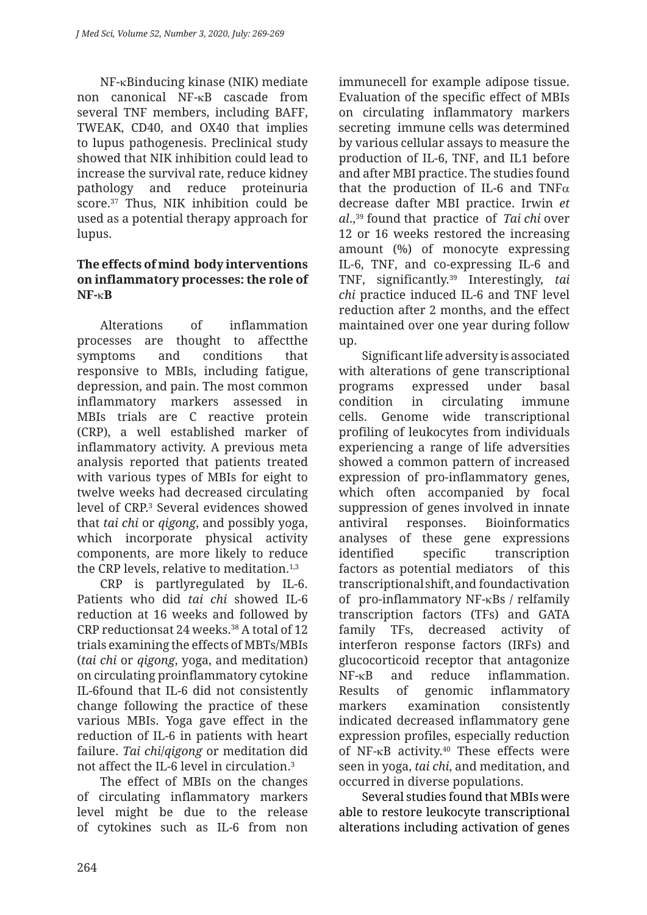NF-κBinducing kinase (NIK) mediate non canonical NF-κB cascade from several TNF members, including BAFF, TWEAK, CD40, and OX40 that implies to lupus pathogenesis. Preclinical study showed that NIK inhibition could lead to increase the survival rate, reduce kidney pathology and reduce proteinuria score.[37] Thus, NIK inhibition could be used as a potential therapy approach for lupus.

### The effects of mind body interventions on inflammatory processes: the role of NF-κB

Alterations of inflammation processes are thought to affectthe symptoms and conditions that responsive to MBIs, including fatigue, depression, and pain. The most common inflammatory markers assessed in MBIs trials are C reactive protein (CRP), a well established marker of inflammatory activity. A previous meta analysis reported that patients treated with various types of MBIs for eight to twelve weeks had decreased circulating level of CRP.[3] Several evidences showed that *tai chi* or *qigong*, and possibly yoga, which incorporate physical activity components, are more likely to reduce the CRP levels, relative to meditation.[1,3]

CRP is partlyregulated by IL-6. Patients who did *tai chi* showed IL-6 reduction at 16 weeks and followed by CRP reductionsat 24 weeks.[38] A total of 12 trials examining the effects of MBTs/MBIs (*tai chi* or *qigong*, yoga, and meditation) on circulating proinflammatory cytokine IL-6found that IL-6 did not consistently change following the practice of these various MBIs. Yoga gave effect in the reduction of IL-6 in patients with heart failure. *Tai chi*/*qigong* or meditation did not affect the IL-6 level in circulation.[3]

The effect of MBIs on the changes of circulating inflammatory markers level might be due to the release of cytokines such as IL-6 from non immunecell for example adipose tissue. Evaluation of the specific effect of MBIs on circulating inflammatory markers secreting immune cells was determined by various cellular assays to measure the production of IL-6, TNF, and IL1 before and after MBI practice. The studies found that the production of IL-6 and TNFα decrease dafter MBI practice. Irwin *et al*.,[39] found that practice of *Tai chi* over 12 or 16 weeks restored the increasing amount (%) of monocyte expressing IL-6, TNF, and co-expressing IL-6 and TNF, significantly.[39] Interestingly, *tai chi* practice induced IL-6 and TNF level reduction after 2 months, and the effect maintained over one year during follow up.

Significant life adversity is associated with alterations of gene transcriptional programs expressed under basal condition in circulating immune cells. Genome wide transcriptional profiling of leukocytes from individuals experiencing a range of life adversities showed a common pattern of increased expression of pro-inflammatory genes, which often accompanied by focal suppression of genes involved in innate antiviral responses. Bioinformatics analyses of these gene expressions identified specific transcription factors as potential mediators of this transcriptionalshift, and foundactivation of pro-inflammatory NF-κBs / relfamily transcription factors (TFs) and GATA family TFs, decreased activity of interferon response factors (IRFs) and glucocorticoid receptor that antagonize NF-κB and reduce inflammation. Results of genomic inflammatory markers examination consistently indicated decreased inflammatory gene expression profiles, especially reduction of NF-κB activity.[40] These effects were seen in yoga, *tai chi*, and meditation, and occurred in diverse populations.

Several studies found that MBIs were able to restore leukocyte transcriptional alterations including activation of genes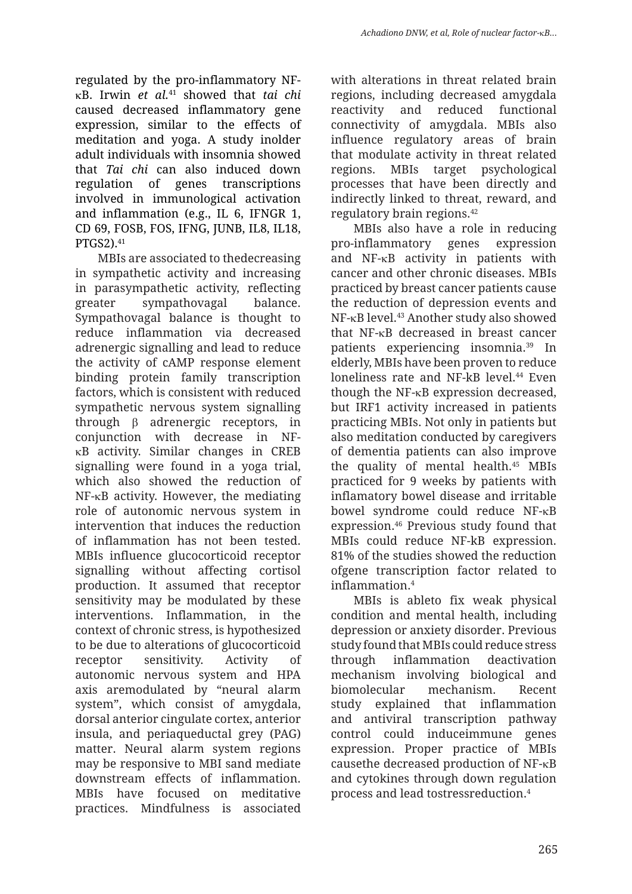regulated by the pro-inflammatory NF-κB. Irwin *et al.*[41] showed that *tai chi* caused decreased inflammatory gene expression, similar to the effects of meditation and yoga. A study inolder adult individuals with insomnia showed that *Tai chi* can also induced down regulation of genes transcriptions involved in immunological activation and inflammation (e.g., IL 6, IFNGR 1, CD 69, FOSB, FOS, IFNG, JUNB, IL8, IL18, PTGS2).[41]

MBIs are associated to thedecreasing in sympathetic activity and increasing in parasympathetic activity, reflecting greater sympathovagal balance. Sympathovagal balance is thought to reduce inflammation via decreased adrenergic signalling and lead to reduce the activity of cAMP response element binding protein family transcription factors, which is consistent with reduced sympathetic nervous system signalling through β adrenergic receptors, in conjunction with decrease in NF-κB activity. Similar changes in CREB signalling were found in a yoga trial, which also showed the reduction of NF-κB activity. However, the mediating role of autonomic nervous system in intervention that induces the reduction of inflammation has not been tested. MBIs influence glucocorticoid receptor signalling without affecting cortisol production. It assumed that receptor sensitivity may be modulated by these interventions. Inflammation, in the context of chronic stress, is hypothesized to be due to alterations of glucocorticoid receptor sensitivity. Activity of autonomic nervous system and HPA axis aremodulated by "neural alarm system", which consist of amygdala, dorsal anterior cingulate cortex, anterior insula, and periaqueductal grey (PAG) matter. Neural alarm system regions may be responsive to MBI sand mediate downstream effects of inflammation. MBIs have focused on meditative practices. Mindfulness is associated with alterations in threat related brain regions, including decreased amygdala reactivity and reduced functional connectivity of amygdala. MBIs also influence regulatory areas of brain that modulate activity in threat related regions. MBIs target psychological processes that have been directly and indirectly linked to threat, reward, and regulatory brain regions.[42]

MBIs also have a role in reducing pro-inflammatory genes expression and NF-κB activity in patients with cancer and other chronic diseases. MBIs practiced by breast cancer patients cause the reduction of depression events and NF-κB level.[43] Another study also showed that NF-κB decreased in breast cancer patients experiencing insomnia.[39] In elderly, MBIs have been proven to reduce loneliness rate and NF-kB level.[44] Even though the NF-κB expression decreased, but IRF1 activity increased in patients practicing MBIs. Not only in patients but also meditation conducted by caregivers of dementia patients can also improve the quality of mental health.[45] MBIs practiced for 9 weeks by patients with inflamatory bowel disease and irritable bowel syndrome could reduce NF-κB expression.[46] Previous study found that MBIs could reduce NF-kB expression. 81% of the studies showed the reduction ofgene transcription factor related to inflammation.[4]

MBIs is ableto fix weak physical condition and mental health, including depression or anxiety disorder. Previous study found that MBIs could reduce stress through inflammation deactivation mechanism involving biological and biomolecular mechanism. Recent study explained that inflammation and antiviral transcription pathway control could induceimmune genes expression. Proper practice of MBIs causethe decreased production of NF-κB and cytokines through down regulation process and lead tostressreduction.[4]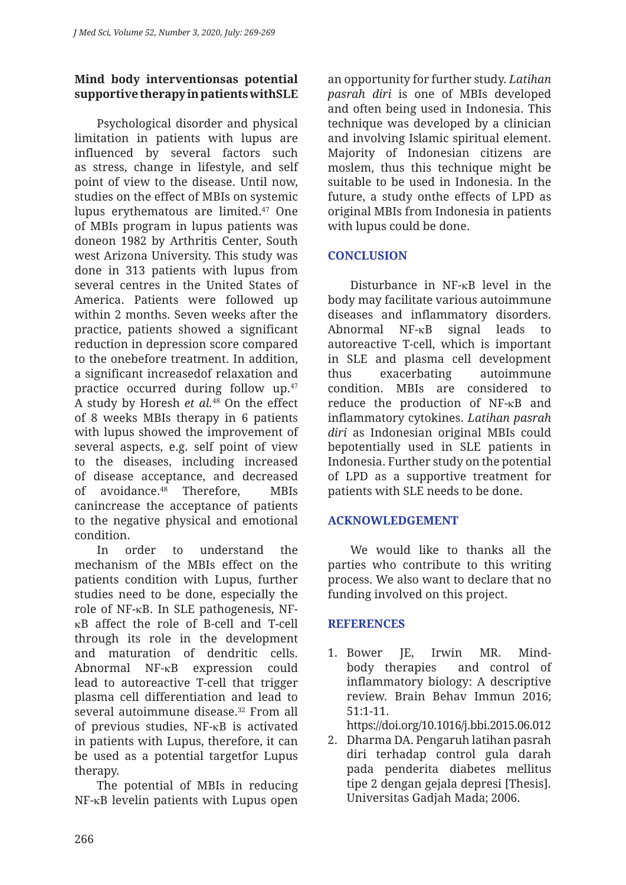### Mind body interventionsas potential supportive therapy in patients withSLE

Psychological disorder and physical limitation in patients with lupus are influenced by several factors such as stress, change in lifestyle, and self point of view to the disease. Until now, studies on the effect of MBIs on systemic lupus erythematous are limited.[47] One of MBIs program in lupus patients was doneon 1982 by Arthritis Center, South west Arizona University. This study was done in 313 patients with lupus from several centres in the United States of America. Patients were followed up within 2 months. Seven weeks after the practice, patients showed a significant reduction in depression score compared to the onebefore treatment. In addition, a significant increasedof relaxation and practice occurred during follow up.[47] A study by Horesh *et al.*[48] On the effect of 8 weeks MBIs therapy in 6 patients with lupus showed the improvement of several aspects, e.g. self point of view to the diseases, including increased of disease acceptance, and decreased of avoidance.[48] Therefore, MBIs canincrease the acceptance of patients to the negative physical and emotional condition.

In order to understand the mechanism of the MBIs effect on the patients condition with Lupus, further studies need to be done, especially the role of NF-κB. In SLE pathogenesis, NF-κB affect the role of B-cell and T-cell through its role in the development and maturation of dendritic cells. Abnormal NF-κB expression could lead to autoreactive T-cell that trigger plasma cell differentiation and lead to several autoimmune disease.[32] From all of previous studies, NF-κB is activated in patients with Lupus, therefore, it can be used as a potential targetfor Lupus therapy.

The potential of MBIs in reducing NF-κB levelin patients with Lupus open an opportunity for further study. *Latihan pasrah diri* is one of MBIs developed and often being used in Indonesia. This technique was developed by a clinician and involving Islamic spiritual element. Majority of Indonesian citizens are moslem, thus this technique might be suitable to be used in Indonesia. In the future, a study onthe effects of LPD as original MBIs from Indonesia in patients with lupus could be done.

## CONCLUSION

Disturbance in NF-κB level in the body may facilitate various autoimmune diseases and inflammatory disorders. Abnormal NF-κB signal leads to autoreactive T-cell, which is important in SLE and plasma cell development thus exacerbating autoimmune condition. MBIs are considered to reduce the production of NF-κB and inflammatory cytokines. *Latihan pasrah diri* as Indonesian original MBIs could bepotentially used in SLE patients in Indonesia. Further study on the potential of LPD as a supportive treatment for patients with SLE needs to be done.

## ACKNOWLEDGEMENT

We would like to thanks all the parties who contribute to this writing process. We also want to declare that no funding involved on this project.

## REFERENCES

1. Bower JE, Irwin MR. Mind-body therapies and control of inflammatory biology: A descriptive review. Brain Behav Immun 2016; 51:1-11. https://doi.org/10.1016/j.bbi.2015.06.012
2. Dharma DA. Pengaruh latihan pasrah diri terhadap control gula darah pada penderita diabetes mellitus tipe 2 dengan gejala depresi [Thesis]. Universitas Gadjah Mada; 2006.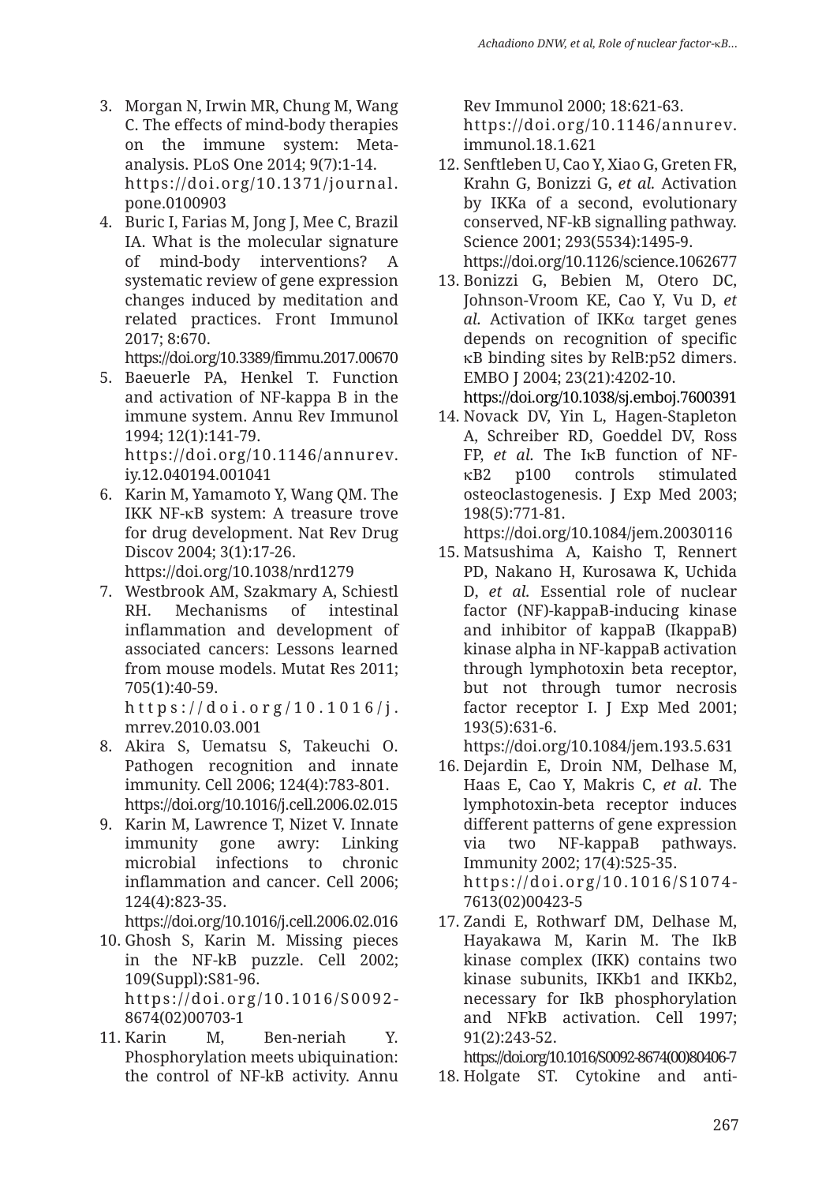3. Morgan N, Irwin MR, Chung M, Wang C. The effects of mind-body therapies on the immune system: Meta-analysis. PLoS One 2014; 9(7):1-14. https://doi.org/10.1371/journal.pone.0100903
4. Buric I, Farias M, Jong J, Mee C, Brazil IA. What is the molecular signature of mind-body interventions? A systematic review of gene expression changes induced by meditation and related practices. Front Immunol 2017; 8:670. https://doi.org/10.3389/fimmu.2017.00670
5. Baeuerle PA, Henkel T. Function and activation of NF-kappa B in the immune system. Annu Rev Immunol 1994; 12(1):141-79. https://doi.org/10.1146/annurev.iy.12.040194.001041
6. Karin M, Yamamoto Y, Wang QM. The IKK NF-κB system: A treasure trove for drug development. Nat Rev Drug Discov 2004; 3(1):17-26. https://doi.org/10.1038/nrd1279
7. Westbrook AM, Szakmary A, Schiestl RH. Mechanisms of intestinal inflammation and development of associated cancers: Lessons learned from mouse models. Mutat Res 2011; 705(1):40-59. https://doi.org/10.1016/j.mrrev.2010.03.001
8. Akira S, Uematsu S, Takeuchi O. Pathogen recognition and innate immunity. Cell 2006; 124(4):783-801. https://doi.org/10.1016/j.cell.2006.02.015
9. Karin M, Lawrence T, Nizet V. Innate immunity gone awry: Linking microbial infections to chronic inflammation and cancer. Cell 2006; 124(4):823-35. https://doi.org/10.1016/j.cell.2006.02.016
10. Ghosh S, Karin M. Missing pieces in the NF-kB puzzle. Cell 2002; 109(Suppl):S81-96. https://doi.org/10.1016/S0092-8674(02)00703-1
11. Karin M, Ben-neriah Y. Phosphorylation meets ubiquination: the control of NF-kB activity. Annu Rev Immunol 2000; 18:621-63. https://doi.org/10.1146/annurev.immunol.18.1.621
12. Senftleben U, Cao Y, Xiao G, Greten FR, Krahn G, Bonizzi G, *et al.* Activation by IKKa of a second, evolutionary conserved, NF-kB signalling pathway. Science 2001; 293(5534):1495-9. https://doi.org/10.1126/science.1062677
13. Bonizzi G, Bebien M, Otero DC, Johnson-Vroom KE, Cao Y, Vu D, *et al.* Activation of IKKα target genes depends on recognition of specific κB binding sites by RelB:p52 dimers. EMBO J 2004; 23(21):4202-10. https://doi.org/10.1038/sj.emboj.7600391
14. Novack DV, Yin L, Hagen-Stapleton A, Schreiber RD, Goeddel DV, Ross FP, *et al.* The IκB function of NF-κB2 p100 controls stimulated osteoclastogenesis. J Exp Med 2003; 198(5):771-81. https://doi.org/10.1084/jem.20030116
15. Matsushima A, Kaisho T, Rennert PD, Nakano H, Kurosawa K, Uchida D, *et al.* Essential role of nuclear factor (NF)-kappaB-inducing kinase and inhibitor of kappaB (IkappaB) kinase alpha in NF-kappaB activation through lymphotoxin beta receptor, but not through tumor necrosis factor receptor I. J Exp Med 2001; 193(5):631-6. https://doi.org/10.1084/jem.193.5.631
16. Dejardin E, Droin NM, Delhase M, Haas E, Cao Y, Makris C, *et al*. The lymphotoxin-beta receptor induces different patterns of gene expression via two NF-kappaB pathways. Immunity 2002; 17(4):525-35. https://doi.org/10.1016/S1074-7613(02)00423-5
17. Zandi E, Rothwarf DM, Delhase M, Hayakawa M, Karin M. The IkB kinase complex (IKK) contains two kinase subunits, IKKb1 and IKKb2, necessary for IkB phosphorylation and NFkB activation. Cell 1997; 91(2):243-52. https://doi.org/10.1016/S0092-8674(00)80406-7
18. Holgate ST. Cytokine and anti-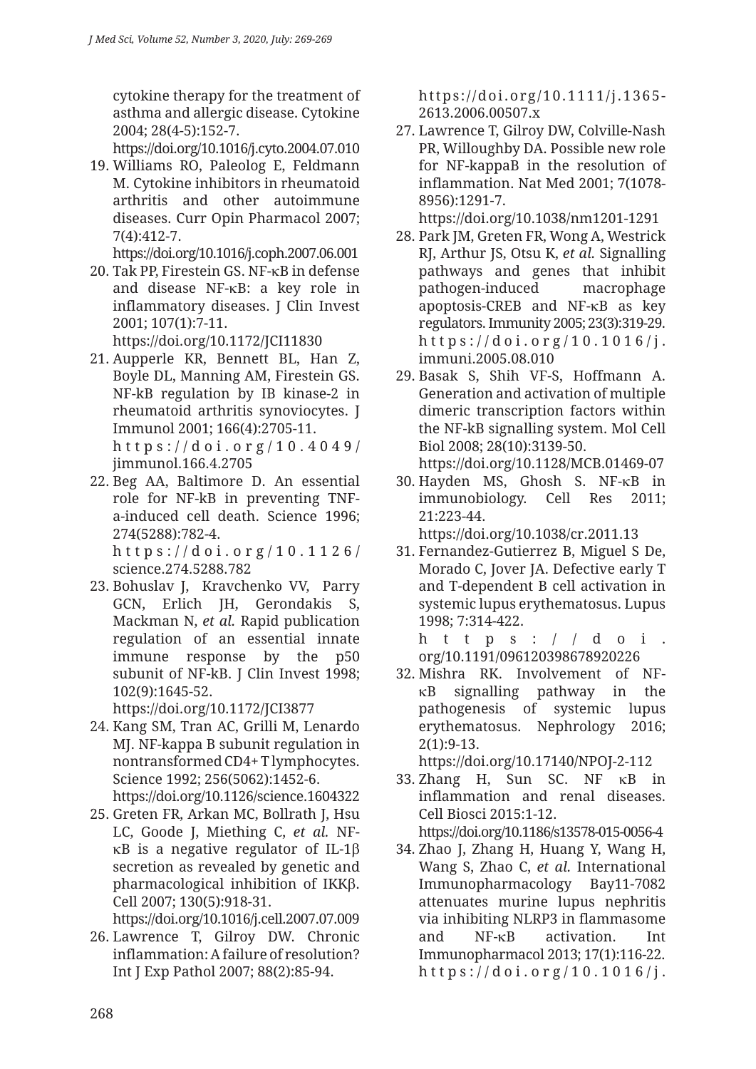cytokine therapy for the treatment of asthma and allergic disease. Cytokine 2004; 28(4-5):152-7.
https://doi.org/10.1016/j.cyto.2004.07.010

19. Williams RO, Paleolog E, Feldmann M. Cytokine inhibitors in rheumatoid arthritis and other autoimmune diseases. Curr Opin Pharmacol 2007; 7(4):412-7.
https://doi.org/10.1016/j.coph.2007.06.001
20. Tak PP, Firestein GS. NF-κB in defense and disease NF-κB: a key role in inflammatory diseases. J Clin Invest 2001; 107(1):7-11.
https://doi.org/10.1172/JCI11830
21. Aupperle KR, Bennett BL, Han Z, Boyle DL, Manning AM, Firestein GS. NF-kB regulation by IB kinase-2 in rheumatoid arthritis synoviocytes. J Immunol 2001; 166(4):2705-11.
https://doi.org/10.4049/jimmunol.166.4.2705
22. Beg AA, Baltimore D. An essential role for NF-kB in preventing TNF-a-induced cell death. Science 1996; 274(5288):782-4.
https://doi.org/10.1126/science.274.5288.782
23. Bohuslav J, Kravchenko VV, Parry GCN, Erlich JH, Gerondakis S, Mackman N, *et al.* Rapid publication regulation of an essential innate immune response by the p50 subunit of NF-kB. J Clin Invest 1998; 102(9):1645-52.
https://doi.org/10.1172/JCI3877
24. Kang SM, Tran AC, Grilli M, Lenardo MJ. NF-kappa B subunit regulation in nontransformed CD4+ T lymphocytes. Science 1992; 256(5062):1452-6.
https://doi.org/10.1126/science.1604322
25. Greten FR, Arkan MC, Bollrath J, Hsu LC, Goode J, Miething C, *et al.* NF-κB is a negative regulator of IL-1β secretion as revealed by genetic and pharmacological inhibition of IKKβ. Cell 2007; 130(5):918-31.
https://doi.org/10.1016/j.cell.2007.07.009
26. Lawrence T, Gilroy DW. Chronic inflammation: A failure of resolution? Int J Exp Pathol 2007; 88(2):85-94.
https://doi.org/10.1111/j.1365-2613.2006.00507.x
27. Lawrence T, Gilroy DW, Colville-Nash PR, Willoughby DA. Possible new role for NF-kappaB in the resolution of inflammation. Nat Med 2001; 7(1078-8956):1291-7.
https://doi.org/10.1038/nm1201-1291
28. Park JM, Greten FR, Wong A, Westrick RJ, Arthur JS, Otsu K, *et al.* Signalling pathways and genes that inhibit pathogen-induced macrophage apoptosis-CREB and NF-κB as key regulators. Immunity 2005; 23(3):319-29.
https://doi.org/10.1016/j.immuni.2005.08.010
29. Basak S, Shih VF-S, Hoffmann A. Generation and activation of multiple dimeric transcription factors within the NF-kB signalling system. Mol Cell Biol 2008; 28(10):3139-50.
https://doi.org/10.1128/MCB.01469-07
30. Hayden MS, Ghosh S. NF-κB in immunobiology. Cell Res 2011; 21:223-44.
https://doi.org/10.1038/cr.2011.13
31. Fernandez-Gutierrez B, Miguel S De, Morado C, Jover JA. Defective early T and T-dependent B cell activation in systemic lupus erythematosus. Lupus 1998; 7:314-422.
https://doi.org/10.1191/096120398678920226
32. Mishra RK. Involvement of NF-κB signalling pathway in the pathogenesis of systemic lupus erythematosus. Nephrology 2016; 2(1):9-13.
https://doi.org/10.17140/NPOJ-2-112
33. Zhang H, Sun SC. NF κB in inflammation and renal diseases. Cell Biosci 2015:1-12.
https://doi.org/10.1186/s13578-015-0056-4
34. Zhao J, Zhang H, Huang Y, Wang H, Wang S, Zhao C, *et al.* International Immunopharmacology Bay11-7082 attenuates murine lupus nephritis via inhibiting NLRP3 in flammasome and NF-κB activation. Int Immunopharmacol 2013; 17(1):116-22.
https://doi.org/10.1016/j.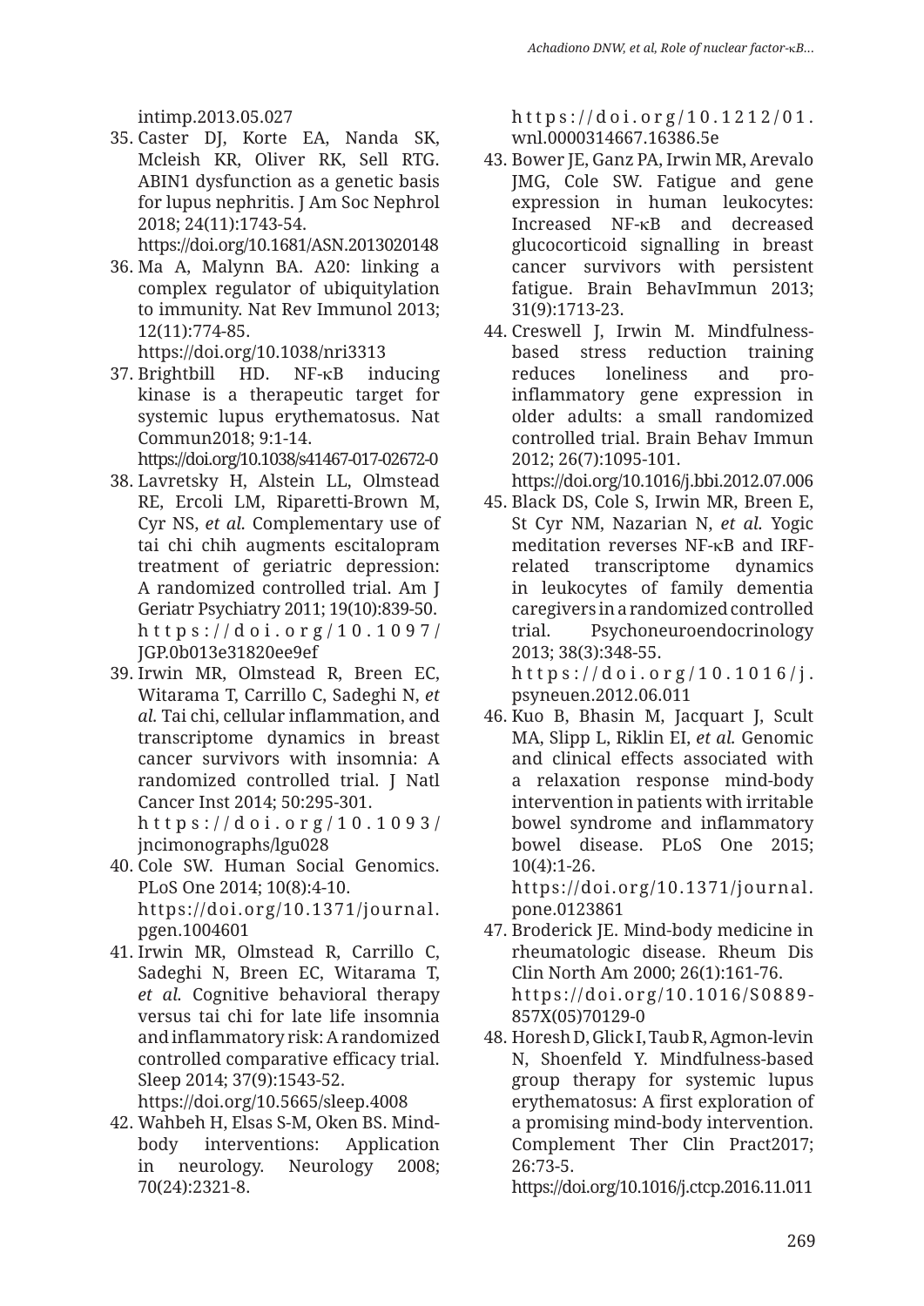intimp.2013.05.027

35. Caster DJ, Korte EA, Nanda SK, Mcleish KR, Oliver RK, Sell RTG. ABIN1 dysfunction as a genetic basis for lupus nephritis. J Am Soc Nephrol 2018; 24(11):1743-54. https://doi.org/10.1681/ASN.2013020148
36. Ma A, Malynn BA. A20: linking a complex regulator of ubiquitylation to immunity. Nat Rev Immunol 2013; 12(11):774-85. https://doi.org/10.1038/nri3313
37. Brightbill HD. NF-κB inducing kinase is a therapeutic target for systemic lupus erythematosus. Nat Commun2018; 9:1-14. https://doi.org/10.1038/s41467-017-02672-0
38. Lavretsky H, Alstein LL, Olmstead RE, Ercoli LM, Riparetti-Brown M, Cyr NS, *et al.* Complementary use of tai chi chih augments escitalopram treatment of geriatric depression: A randomized controlled trial. Am J Geriatr Psychiatry 2011; 19(10):839-50. https://doi.org/10.1097/JGP.0b013e31820ee9ef
39. Irwin MR, Olmstead R, Breen EC, Witarama T, Carrillo C, Sadeghi N, *et al.* Tai chi, cellular inflammation, and transcriptome dynamics in breast cancer survivors with insomnia: A randomized controlled trial. J Natl Cancer Inst 2014; 50:295-301. https://doi.org/10.1093/jncimonographs/lgu028
40. Cole SW. Human Social Genomics. PLoS One 2014; 10(8):4-10. https://doi.org/10.1371/journal.pgen.1004601
41. Irwin MR, Olmstead R, Carrillo C, Sadeghi N, Breen EC, Witarama T, *et al.* Cognitive behavioral therapy versus tai chi for late life insomnia and inflammatory risk: A randomized controlled comparative efficacy trial. Sleep 2014; 37(9):1543-52. https://doi.org/10.5665/sleep.4008
42. Wahbeh H, Elsas S-M, Oken BS. Mind-body interventions: Application in neurology. Neurology 2008; 70(24):2321-8. https://doi.org/10.1212/01.wnl.0000314667.16386.5e
43. Bower JE, Ganz PA, Irwin MR, Arevalo JMG, Cole SW. Fatigue and gene expression in human leukocytes: Increased NF-κB and decreased glucocorticoid signalling in breast cancer survivors with persistent fatigue. Brain BehavImmun 2013; 31(9):1713-23.
44. Creswell J, Irwin M. Mindfulness-based stress reduction training reduces loneliness and pro-inflammatory gene expression in older adults: a small randomized controlled trial. Brain Behav Immun 2012; 26(7):1095-101. https://doi.org/10.1016/j.bbi.2012.07.006
45. Black DS, Cole S, Irwin MR, Breen E, St Cyr NM, Nazarian N, *et al.* Yogic meditation reverses NF-κB and IRF-related transcriptome dynamics in leukocytes of family dementia caregivers in a randomized controlled trial. Psychoneuroendocrinology 2013; 38(3):348-55. https://doi.org/10.1016/j.psyneuen.2012.06.011
46. Kuo B, Bhasin M, Jacquart J, Scult MA, Slipp L, Riklin EI, *et al.* Genomic and clinical effects associated with a relaxation response mind-body intervention in patients with irritable bowel syndrome and inflammatory bowel disease. PLoS One 2015; 10(4):1-26. https://doi.org/10.1371/journal.pone.0123861
47. Broderick JE. Mind-body medicine in rheumatologic disease. Rheum Dis Clin North Am 2000; 26(1):161-76. https://doi.org/10.1016/S0889-857X(05)70129-0
48. Horesh D, Glick I, Taub R, Agmon-levin N, Shoenfeld Y. Mindfulness-based group therapy for systemic lupus erythematosus: A first exploration of a promising mind-body intervention. Complement Ther Clin Pract2017; 26:73-5. https://doi.org/10.1016/j.ctcp.2016.11.011